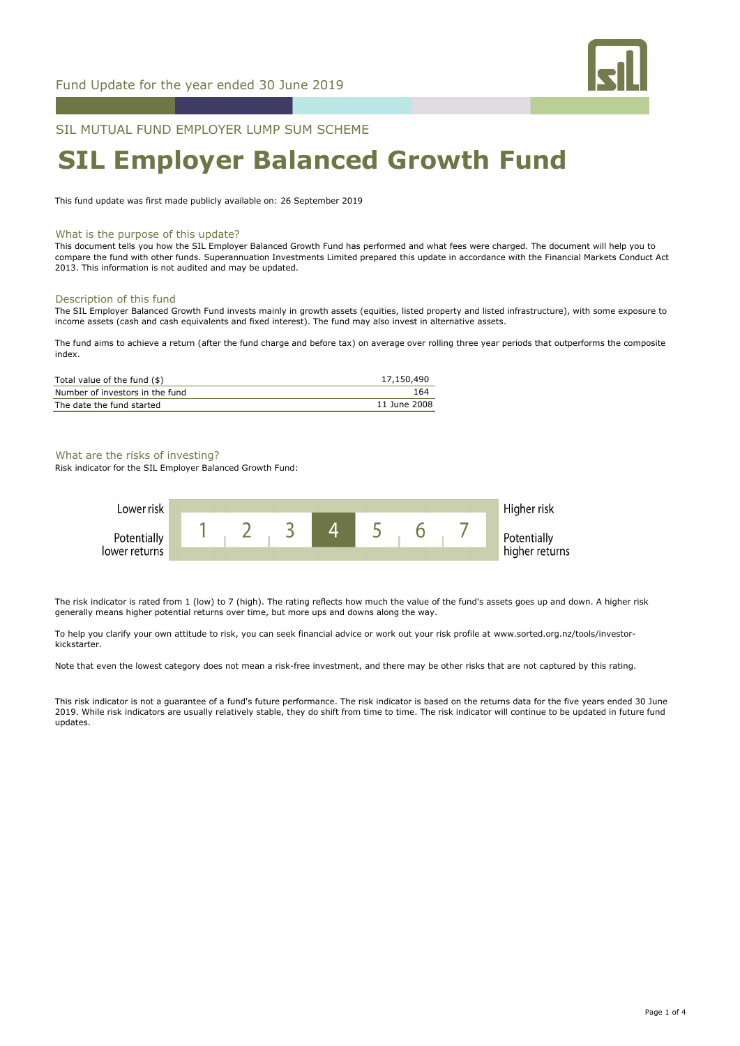Fund Update for the year ended 30 June 2019

SIL MUTUAL FUND EMPLOYER LUMP SUM SCHEME

# SIL Employer Balanced Growth Fund

This fund update was first made publicly available on: 26 September 2019

## What is the purpose of this update?

This document tells you how the SIL Employer Balanced Growth Fund has performed and what fees were charged. The document will help you to compare the fund with other funds. Superannuation Investments Limited prepared this update in accordance with the Financial Markets Conduct Act 2013. This information is not audited and may be updated.

## Description of this fund

The SIL Employer Balanced Growth Fund invests mainly in growth assets (equities, listed property and listed infrastructure), with some exposure to income assets (cash and cash equivalents and fixed interest). The fund may also invest in alternative assets.

The fund aims to achieve a return (after the fund charge and before tax) on average over rolling three year periods that outperforms the composite index.

| | |
|---|---|
| Total value of the fund ($) | 17,150,490 |
| Number of investors in the fund | 164 |
| The date the fund started | 11 June 2008 |

## What are the risks of investing?

Risk indicator for the SIL Employer Balanced Growth Fund:

| Lower risk / Potentially lower returns | 1 | 2 | 3 | **4** | 5 | 6 | 7 | Higher risk / Potentially higher returns |
|---|---|---|---|---|---|---|---|---|

The risk indicator is rated from 1 (low) to 7 (high). The rating reflects how much the value of the fund's assets goes up and down. A higher risk generally means higher potential returns over time, but more ups and downs along the way.

To help you clarify your own attitude to risk, you can seek financial advice or work out your risk profile at www.sorted.org.nz/tools/investor-kickstarter.

Note that even the lowest category does not mean a risk-free investment, and there may be other risks that are not captured by this rating.

This risk indicator is not a guarantee of a fund's future performance. The risk indicator is based on the returns data for the five years ended 30 June 2019. While risk indicators are usually relatively stable, they do shift from time to time. The risk indicator will continue to be updated in future fund updates.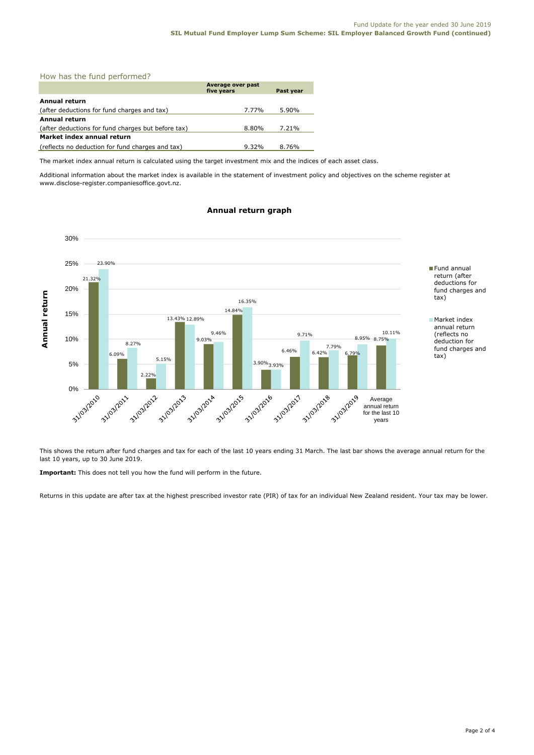## How has the fund performed?

| | Average over past five years | Past year |
|---|---|---|
| **Annual return** | | |
| (after deductions for fund charges and tax) | 7.77% | 5.90% |
| **Annual return** | | |
| (after deductions for fund charges but before tax) | 8.80% | 7.21% |
| **Market index annual return** | | |
| (reflects no deduction for fund charges and tax) | 9.32% | 8.76% |

The market index annual return is calculated using the target investment mix and the indices of each asset class.

Additional information about the market index is available in the statement of investment policy and objectives on the scheme register at www.disclose-register.companiesoffice.govt.nz.

### Annual return graph

| | Fund annual return (after deductions for fund charges and tax) | Market index annual return (reflects no deduction for fund charges and tax) |
|---|---|---|
| 31/03/2010 | 21.32% | 23.90% |
| 31/03/2011 | 6.09% | 8.27% |
| 31/03/2012 | 2.22% | 5.15% |
| 31/03/2013 | 13.43% | 12.89% |
| 31/03/2014 | 9.03% | 9.46% |
| 31/03/2015 | 14.84% | 16.35% |
| 31/03/2016 | 3.90% | 3.93% |
| 31/03/2017 | 6.46% | 9.71% |
| 31/03/2018 | 6.42% | 7.79% |
| 31/03/2019 | 6.79% | 8.95% |
| Average annual return for the last 10 years | 8.75% | 10.11% |

This shows the return after fund charges and tax for each of the last 10 years ending 31 March. The last bar shows the average annual return for the last 10 years, up to 30 June 2019.

**Important:** This does not tell you how the fund will perform in the future.

Returns in this update are after tax at the highest prescribed investor rate (PIR) of tax for an individual New Zealand resident. Your tax may be lower.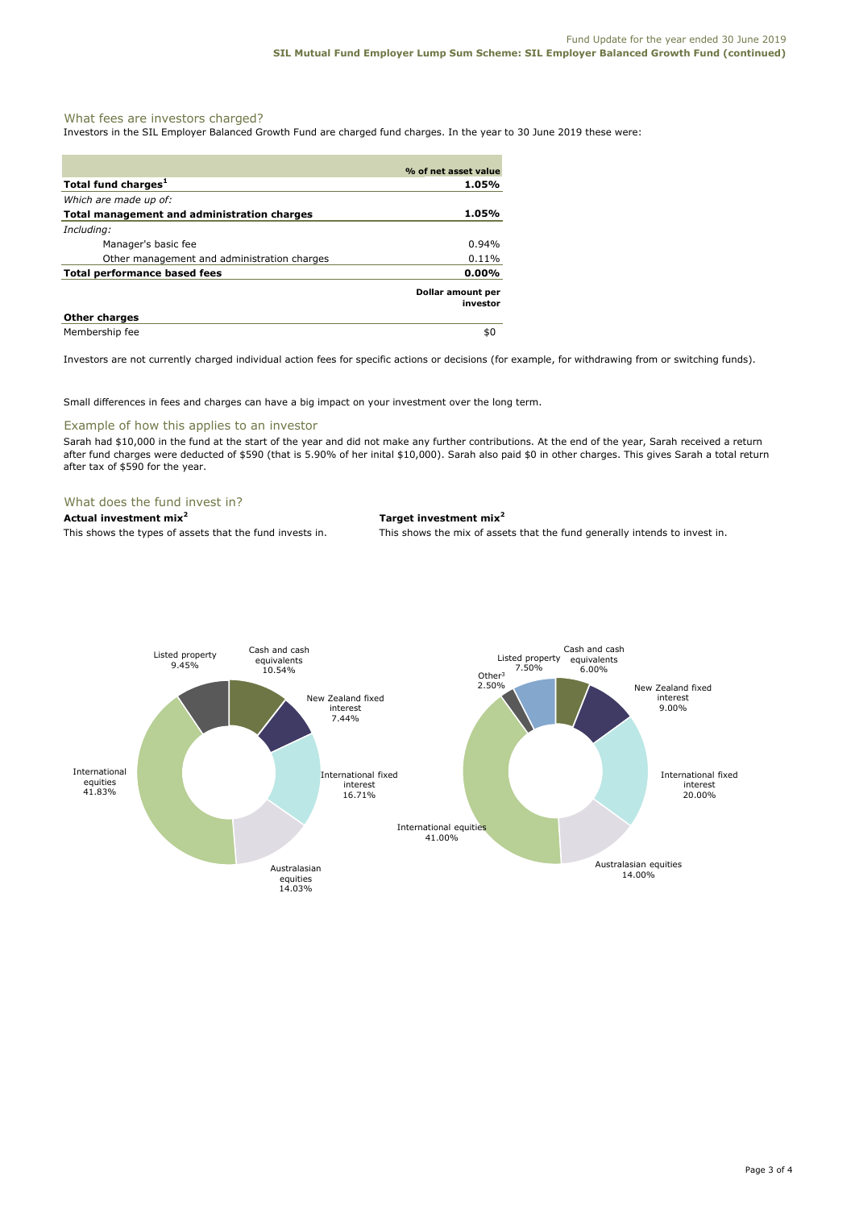## What fees are investors charged?

Investors in the SIL Employer Balanced Growth Fund are charged fund charges. In the year to 30 June 2019 these were:

| | % of net asset value |
|---|---|
| **Total fund charges[1]** | **1.05%** |
| *Which are made up of:* | |
| **Total management and administration charges** | **1.05%** |
| *Including:* | |
| Manager's basic fee | 0.94% |
| Other management and administration charges | 0.11% |
| **Total performance based fees** | **0.00%** |
| | **Dollar amount per investor** |
| **Other charges** | |
| Membership fee | $0 |

Investors are not currently charged individual action fees for specific actions or decisions (for example, for withdrawing from or switching funds).

Small differences in fees and charges can have a big impact on your investment over the long term.

## Example of how this applies to an investor

Sarah had $10,000 in the fund at the start of the year and did not make any further contributions. At the end of the year, Sarah received a return after fund charges were deducted of $590 (that is 5.90% of her inital $10,000). Sarah also paid $0 in other charges. This gives Sarah a total return after tax of $590 for the year.

## What does the fund invest in?

**Actual investment mix[2]**

This shows the types of assets that the fund invests in.

| Asset type | % |
|---|---|
| Cash and cash equivalents | 10.54% |
| New Zealand fixed interest | 7.44% |
| International fixed interest | 16.71% |
| Australasian equities | 14.03% |
| International equities | 41.83% |
| Listed property | 9.45% |

**Target investment mix[2]**

This shows the mix of assets that the fund generally intends to invest in.

| Asset type | % |
|---|---|
| Cash and cash equivalents | 6.00% |
| New Zealand fixed interest | 9.00% |
| International fixed interest | 20.00% |
| Australasian equities | 14.00% |
| International equities | 41.00% |
| Listed property | 7.50% |
| Other[3] | 2.50% |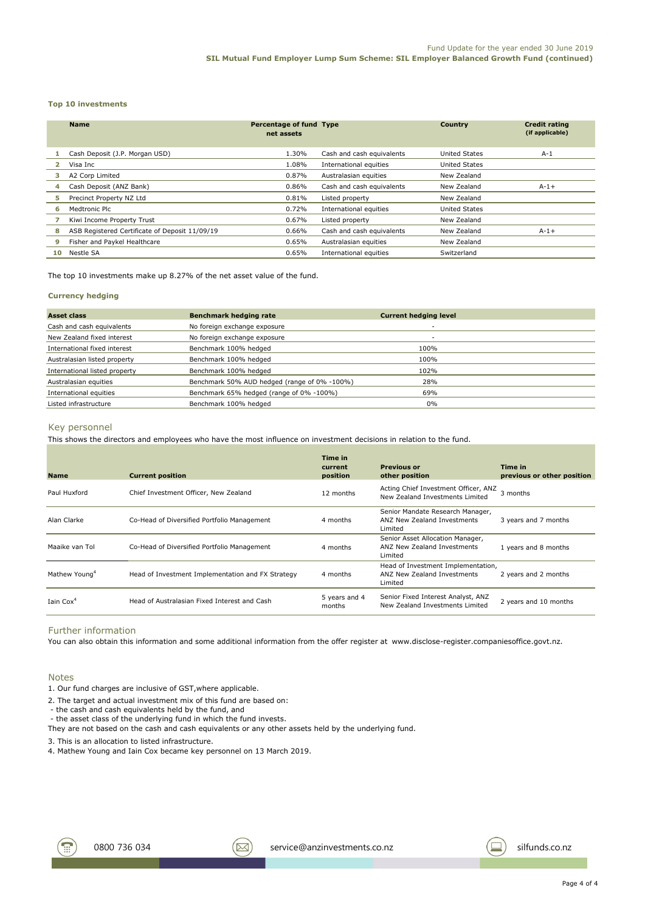### Top 10 investments

| | Name | Percentage of fund net assets | Type | Country | Credit rating (if applicable) |
|---|---|---|---|---|---|
| 1 | Cash Deposit (J.P. Morgan USD) | 1.30% | Cash and cash equivalents | United States | A-1 |
| 2 | Visa Inc | 1.08% | International equities | United States | |
| 3 | A2 Corp Limited | 0.87% | Australasian equities | New Zealand | |
| 4 | Cash Deposit (ANZ Bank) | 0.86% | Cash and cash equivalents | New Zealand | A-1+ |
| 5 | Precinct Property NZ Ltd | 0.81% | Listed property | New Zealand | |
| 6 | Medtronic Plc | 0.72% | International equities | United States | |
| 7 | Kiwi Income Property Trust | 0.67% | Listed property | New Zealand | |
| 8 | ASB Registered Certificate of Deposit 11/09/19 | 0.66% | Cash and cash equivalents | New Zealand | A-1+ |
| 9 | Fisher and Paykel Healthcare | 0.65% | Australasian equities | New Zealand | |
| 10 | Nestle SA | 0.65% | International equities | Switzerland | |

The top 10 investments make up 8.27% of the net asset value of the fund.

### Currency hedging

| Asset class | Benchmark hedging rate | Current hedging level |
|---|---|---|
| Cash and cash equivalents | No foreign exchange exposure | - |
| New Zealand fixed interest | No foreign exchange exposure | - |
| International fixed interest | Benchmark 100% hedged | 100% |
| Australasian listed property | Benchmark 100% hedged | 100% |
| International listed property | Benchmark 100% hedged | 102% |
| Australasian equities | Benchmark 50% AUD hedged (range of 0% -100%) | 28% |
| International equities | Benchmark 65% hedged (range of 0% -100%) | 69% |
| Listed infrastructure | Benchmark 100% hedged | 0% |

## Key personnel

This shows the directors and employees who have the most influence on investment decisions in relation to the fund.

| Name | Current position | Time in current position | Previous or other position | Time in previous or other position |
|---|---|---|---|---|
| Paul Huxford | Chief Investment Officer, New Zealand | 12 months | Acting Chief Investment Officer, ANZ New Zealand Investments Limited | 3 months |
| Alan Clarke | Co-Head of Diversified Portfolio Management | 4 months | Senior Mandate Research Manager, ANZ New Zealand Investments Limited | 3 years and 7 months |
| Maaike van Tol | Co-Head of Diversified Portfolio Management | 4 months | Senior Asset Allocation Manager, ANZ New Zealand Investments Limited | 1 years and 8 months |
| Mathew Young[4] | Head of Investment Implementation and FX Strategy | 4 months | Head of Investment Implementation, ANZ New Zealand Investments Limited | 2 years and 2 months |
| Iain Cox[4] | Head of Australasian Fixed Interest and Cash | 5 years and 4 months | Senior Fixed Interest Analyst, ANZ New Zealand Investments Limited | 2 years and 10 months |

## Further information

You can also obtain this information and some additional information from the offer register at www.disclose-register.companiesoffice.govt.nz.

## Notes

1. Our fund charges are inclusive of GST,where applicable.
2. The target and actual investment mix of this fund are based on:
 - the cash and cash equivalents held by the fund, and
 - the asset class of the underlying fund in which the fund invests.

They are not based on the cash and cash equivalents or any other assets held by the underlying fund.

3. This is an allocation to listed infrastructure.
4. Mathew Young and Iain Cox became key personnel on 13 March 2019.

0800 736 034 service@anzinvestments.co.nz silfunds.co.nz